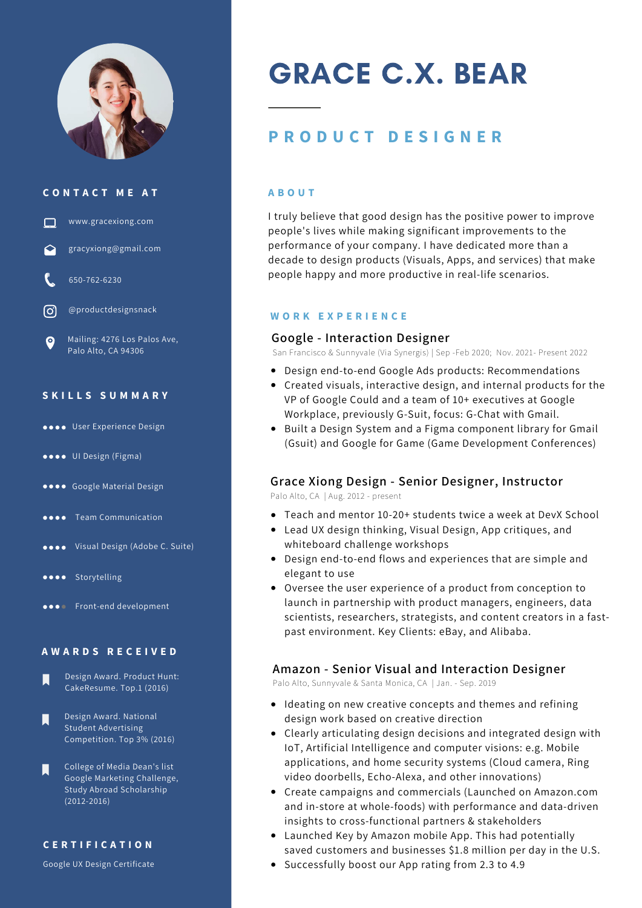# GRACE C.X. BEAR

## PRODUCT DESIGNER

### CONTACT ME AT

- www.gracexiong.com
- gracyxiong@gmail.com
- 650-762-6230
- @productdesignsnack
- Mailing: 4276 Los Palos Ave, Palo Alto, CA 94306

### SKILLS SUMMARY

- ●●●● User Experience Design
- ●●●● UI Design (Figma)
- ●●●● Google Material Design
- ●●●● Team Communication
- ●●●● Visual Design (Adobe C. Suite)
- ●●●● Storytelling
- ●●●● Front-end development

### AWARDS RECEIVED

- Design Award. Product Hunt: CakeResume. Top.1 (2016)
- Design Award. National Student Advertising Competition. Top 3% (2016)
- College of Media Dean's list Google Marketing Challenge, Study Abroad Scholarship (2012-2016)

### CERTIFICATION

Google UX Design Certificate

### ABOUT

I truly believe that good design has the positive power to improve people's lives while making significant improvements to the performance of your company. I have dedicated more than a decade to design products (Visuals, Apps, and services) that make people happy and more productive in real-life scenarios.

### WORK EXPERIENCE

#### Google - Interaction Designer

San Francisco & Sunnyvale (Via Synergis) | Sep -Feb 2020; Nov. 2021- Present 2022

- Design end-to-end Google Ads products: Recommendations
- Created visuals, interactive design, and internal products for the VP of Google Could and a team of 10+ executives at Google Workplace, previously G-Suit, focus: G-Chat with Gmail.
- Built a Design System and a Figma component library for Gmail (Gsuit) and Google for Game (Game Development Conferences)

#### Grace Xiong Design - Senior Designer, Instructor

Palo Alto, CA | Aug. 2012 - present

- Teach and mentor 10-20+ students twice a week at DevX School
- Lead UX design thinking, Visual Design, App critiques, and whiteboard challenge workshops
- Design end-to-end flows and experiences that are simple and elegant to use
- Oversee the user experience of a product from conception to launch in partnership with product managers, engineers, data scientists, researchers, strategists, and content creators in a fast-past environment. Key Clients: eBay, and Alibaba.

#### Amazon - Senior Visual and Interaction Designer

Palo Alto, Sunnyvale & Santa Monica, CA | Jan. - Sep. 2019

- Ideating on new creative concepts and themes and refining design work based on creative direction
- Clearly articulating design decisions and integrated design with IoT, Artificial Intelligence and computer visions: e.g. Mobile applications, and home security systems (Cloud camera, Ring video doorbells, Echo-Alexa, and other innovations)
- Create campaigns and commercials (Launched on Amazon.com and in-store at whole-foods) with performance and data-driven insights to cross-functional partners & stakeholders
- Launched Key by Amazon mobile App. This had potentially saved customers and businesses $1.8 million per day in the U.S.
- Successfully boost our App rating from 2.3 to 4.9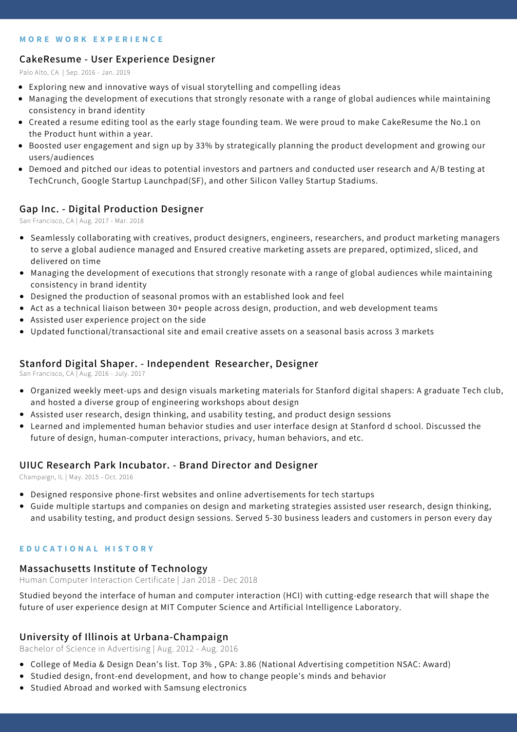## MORE WORK EXPERIENCE

### CakeResume - User Experience Designer

Palo Alto, CA | Sep. 2016 - Jan. 2019

- Exploring new and innovative ways of visual storytelling and compelling ideas
- Managing the development of executions that strongly resonate with a range of global audiences while maintaining consistency in brand identity
- Created a resume editing tool as the early stage founding team. We were proud to make CakeResume the No.1 on the Product hunt within a year.
- Boosted user engagement and sign up by 33% by strategically planning the product development and growing our users/audiences
- Demoed and pitched our ideas to potential investors and partners and conducted user research and A/B testing at TechCrunch, Google Startup Launchpad(SF), and other Silicon Valley Startup Stadiums.

### Gap Inc. - Digital Production Designer

San Francisco, CA | Aug. 2017 - Mar. 2018

- Seamlessly collaborating with creatives, product designers, engineers, researchers, and product marketing managers to serve a global audience managed and Ensured creative marketing assets are prepared, optimized, sliced, and delivered on time
- Managing the development of executions that strongly resonate with a range of global audiences while maintaining consistency in brand identity
- Designed the production of seasonal promos with an established look and feel
- Act as a technical liaison between 30+ people across design, production, and web development teams
- Assisted user experience project on the side
- Updated functional/transactional site and email creative assets on a seasonal basis across 3 markets

### Stanford Digital Shaper. - Independent Researcher, Designer

San Francisco, CA | Aug. 2016 - July. 2017

- Organized weekly meet-ups and design visuals marketing materials for Stanford digital shapers: A graduate Tech club, and hosted a diverse group of engineering workshops about design
- Assisted user research, design thinking, and usability testing, and product design sessions
- Learned and implemented human behavior studies and user interface design at Stanford d school. Discussed the future of design, human-computer interactions, privacy, human behaviors, and etc.

### UIUC Research Park Incubator. - Brand Director and Designer

Champaign, IL | May. 2015 - Oct. 2016

- Designed responsive phone-first websites and online advertisements for tech startups
- Guide multiple startups and companies on design and marketing strategies assisted user research, design thinking, and usability testing, and product design sessions. Served 5-30 business leaders and customers in person every day

## EDUCATIONAL HISTORY

### Massachusetts Institute of Technology

Human Computer Interaction Certificate | Jan 2018 - Dec 2018

Studied beyond the interface of human and computer interaction (HCI) with cutting-edge research that will shape the future of user experience design at MIT Computer Science and Artificial Intelligence Laboratory.

### University of Illinois at Urbana-Champaign

Bachelor of Science in Advertising | Aug. 2012 - Aug. 2016

- College of Media & Design Dean's list. Top 3% , GPA: 3.86 (National Advertising competition NSAC: Award)
- Studied design, front-end development, and how to change people's minds and behavior
- Studied Abroad and worked with Samsung electronics